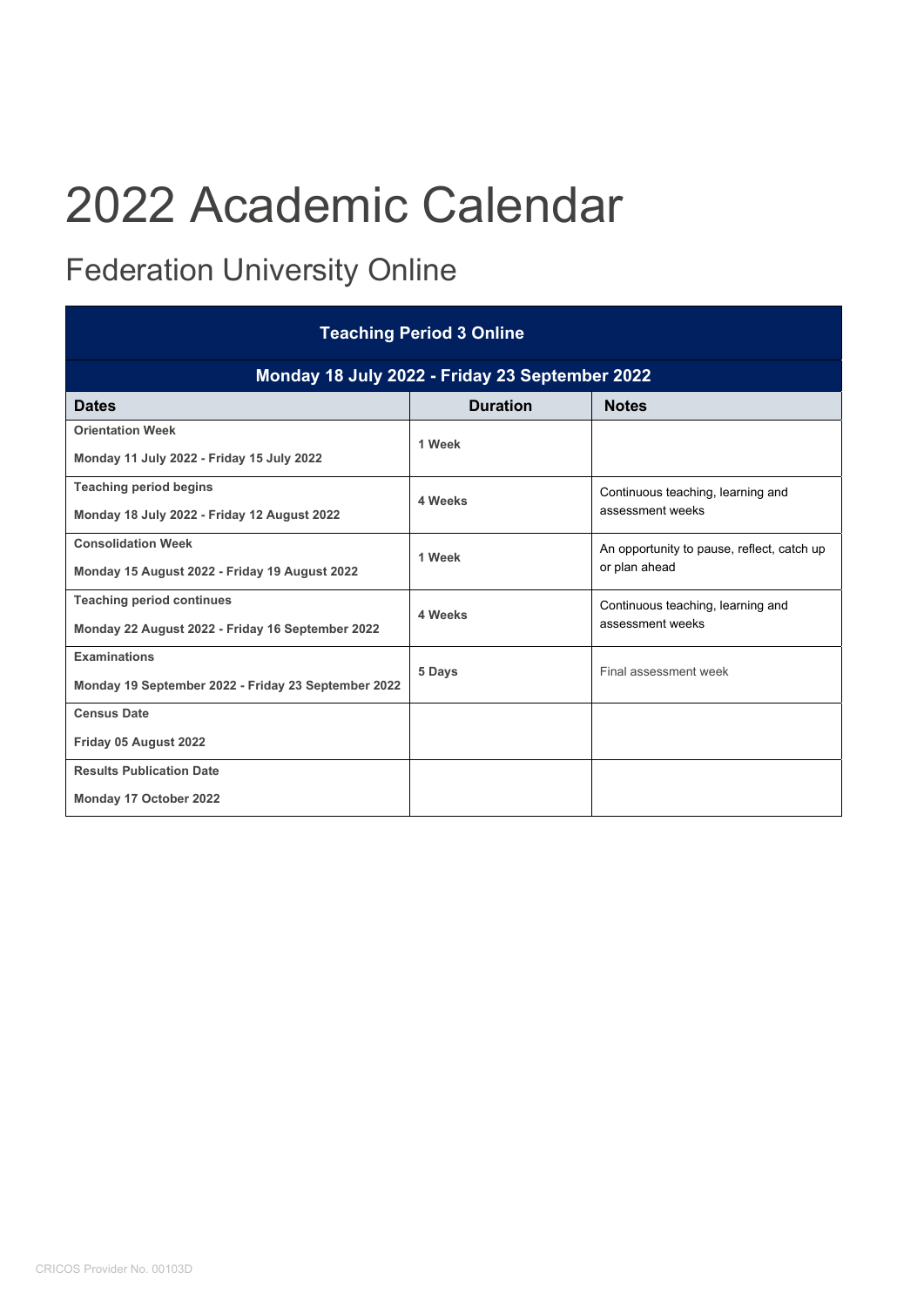# 2022 Academic Calendar

## Federation University Online

| Teaching Period 3 Online | | |
|---|---|---|
| **Monday 18 July 2022 - Friday 23 September 2022** | | |
| **Dates** | **Duration** | **Notes** |
| **Orientation Week**<br>**Monday 11 July 2022 - Friday 15 July 2022** | **1 Week** | |
| **Teaching period begins**<br>**Monday 18 July 2022 - Friday 12 August 2022** | **4 Weeks** | Continuous teaching, learning and assessment weeks |
| **Consolidation Week**<br>**Monday 15 August 2022 - Friday 19 August 2022** | **1 Week** | An opportunity to pause, reflect, catch up or plan ahead |
| **Teaching period continues**<br>**Monday 22 August 2022 - Friday 16 September 2022** | **4 Weeks** | Continuous teaching, learning and assessment weeks |
| **Examinations**<br>**Monday 19 September 2022 - Friday 23 September 2022** | **5 Days** | Final assessment week |
| **Census Date**<br>**Friday 05 August 2022** | | |
| **Results Publication Date**<br>**Monday 17 October 2022** | | |

CRICOS Provider No. 00103D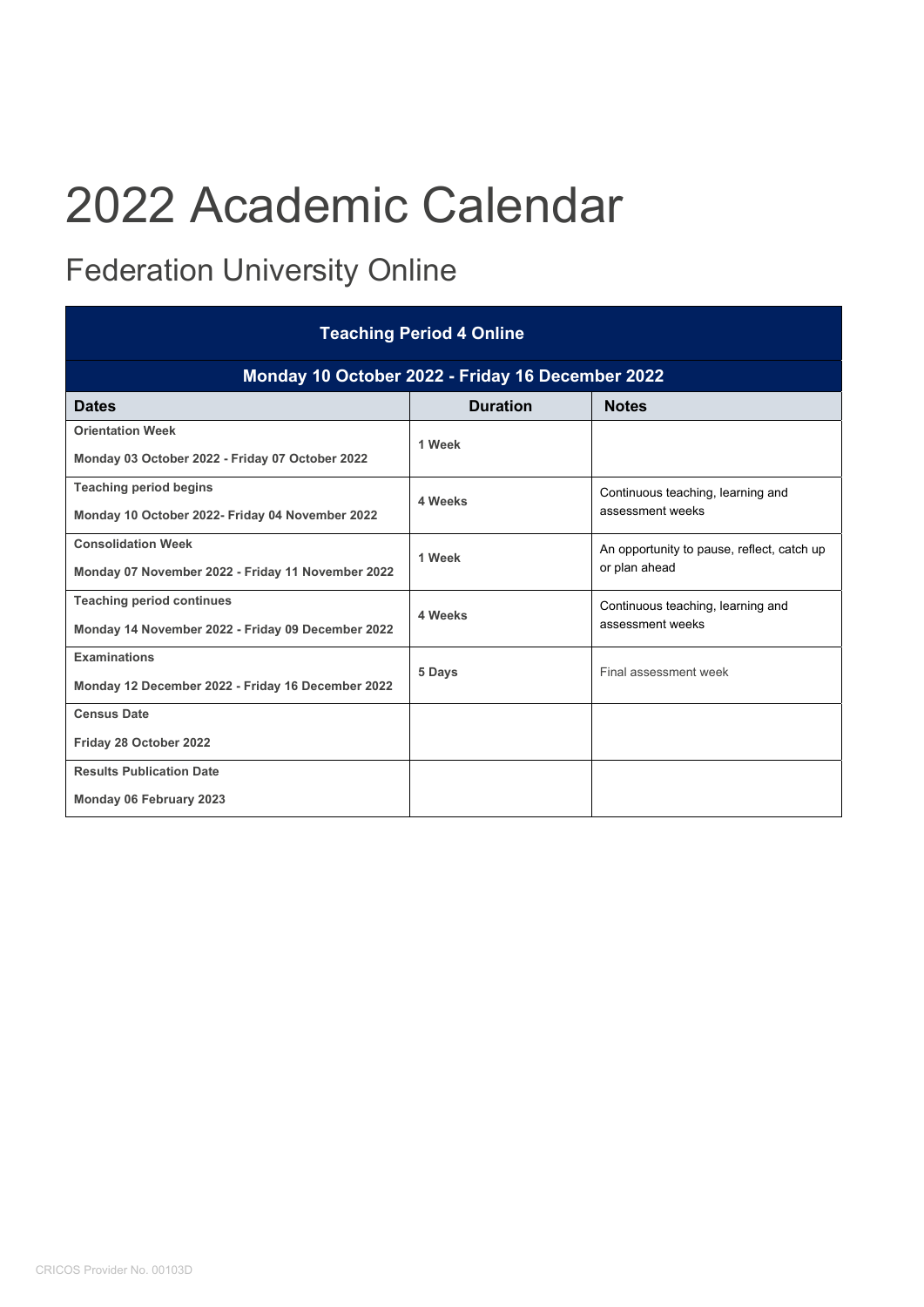# 2022 Academic Calendar

## Federation University Online

| Teaching Period 4 Online | | |
|---|---|---|
| **Monday 10 October 2022 - Friday 16 December 2022** | | |
| **Dates** | **Duration** | **Notes** |
| **Orientation Week**<br><br>**Monday 03 October 2022 - Friday 07 October 2022** | **1 Week** | |
| **Teaching period begins**<br><br>**Monday 10 October 2022- Friday 04 November 2022** | **4 Weeks** | Continuous teaching, learning and assessment weeks |
| **Consolidation Week**<br><br>**Monday 07 November 2022 - Friday 11 November 2022** | **1 Week** | An opportunity to pause, reflect, catch up or plan ahead |
| **Teaching period continues**<br><br>**Monday 14 November 2022 - Friday 09 December 2022** | **4 Weeks** | Continuous teaching, learning and assessment weeks |
| **Examinations**<br><br>**Monday 12 December 2022 - Friday 16 December 2022** | **5 Days** | Final assessment week |
| **Census Date**<br><br>**Friday 28 October 2022** | | |
| **Results Publication Date**<br><br>**Monday 06 February 2023** | | |

CRICOS Provider No. 00103D